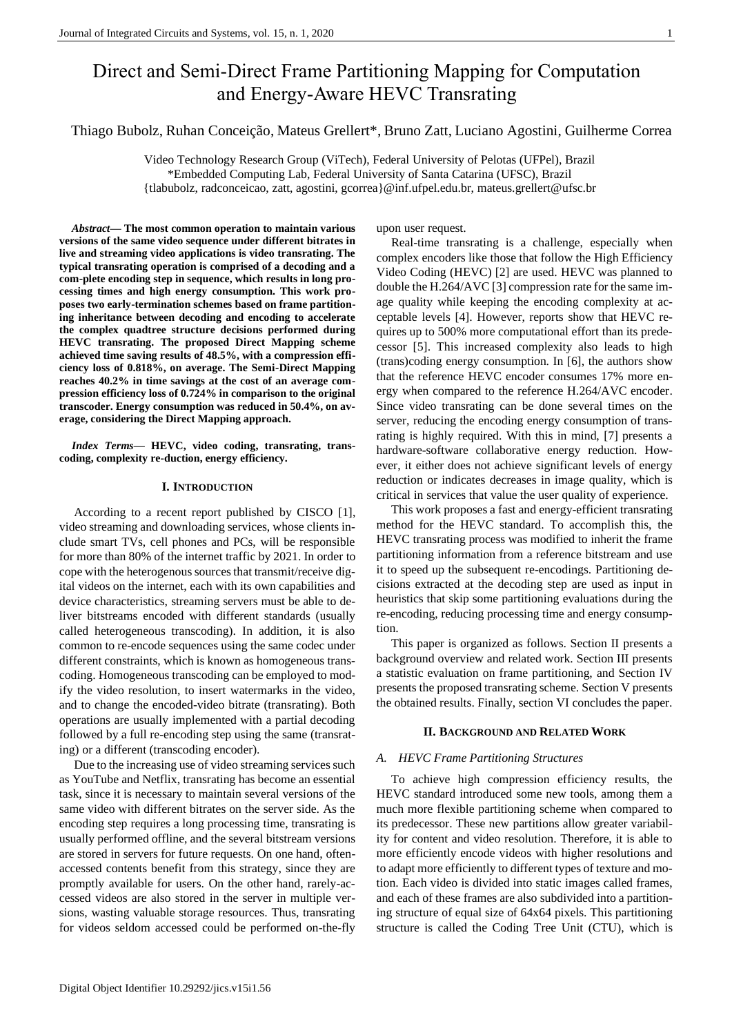# Direct and Semi-Direct Frame Partitioning Mapping for Computation and Energy-Aware HEVC Transrating

Thiago Bubolz, Ruhan Conceição, Mateus Grellert*, Bruno Zatt, Luciano Agostini, Guilherme Correa

Video Technology Research Group (ViTech), Federal University of Pelotas (UFPel), Brazil
*Embedded Computing Lab, Federal University of Santa Catarina (UFSC), Brazil
{tlabubolz, radconceicao, zatt, agostini, gcorrea}@inf.ufpel.edu.br, mateus.grellert@ufsc.br

***Abstract*— The most common operation to maintain various versions of the same video sequence under different bitrates in live and streaming video applications is video transrating. The typical transrating operation is comprised of a decoding and a com-plete encoding step in sequence, which results in long processing times and high energy consumption. This work proposes two early-termination schemes based on frame partitioning inheritance between decoding and encoding to accelerate the complex quadtree structure decisions performed during HEVC transrating. The proposed Direct Mapping scheme achieved time saving results of 48.5%, with a compression efficiency loss of 0.818%, on average. The Semi-Direct Mapping reaches 40.2% in time savings at the cost of an average compression efficiency loss of 0.724% in comparison to the original transcoder. Energy consumption was reduced in 50.4%, on average, considering the Direct Mapping approach.**

***Index Terms*— HEVC, video coding, transrating, transcoding, complexity re-duction, energy efficiency.**

## I. Introduction

According to a recent report published by CISCO [1], video streaming and downloading services, whose clients include smart TVs, cell phones and PCs, will be responsible for more than 80% of the internet traffic by 2021. In order to cope with the heterogenous sources that transmit/receive digital videos on the internet, each with its own capabilities and device characteristics, streaming servers must be able to deliver bitstreams encoded with different standards (usually called heterogeneous transcoding). In addition, it is also common to re-encode sequences using the same codec under different constraints, which is known as homogeneous transcoding. Homogeneous transcoding can be employed to modify the video resolution, to insert watermarks in the video, and to change the encoded-video bitrate (transrating). Both operations are usually implemented with a partial decoding followed by a full re-encoding step using the same (transrating) or a different (transcoding encoder).

Due to the increasing use of video streaming services such as YouTube and Netflix, transrating has become an essential task, since it is necessary to maintain several versions of the same video with different bitrates on the server side. As the encoding step requires a long processing time, transrating is usually performed offline, and the several bitstream versions are stored in servers for future requests. On one hand, often-accessed contents benefit from this strategy, since they are promptly available for users. On the other hand, rarely-accessed videos are also stored in the server in multiple versions, wasting valuable storage resources. Thus, transrating for videos seldom accessed could be performed on-the-fly upon user request.

Real-time transrating is a challenge, especially when complex encoders like those that follow the High Efficiency Video Coding (HEVC) [2] are used. HEVC was planned to double the H.264/AVC [3] compression rate for the same image quality while keeping the encoding complexity at acceptable levels [4]. However, reports show that HEVC requires up to 500% more computational effort than its predecessor [5]. This increased complexity also leads to high (trans)coding energy consumption. In [6], the authors show that the reference HEVC encoder consumes 17% more energy when compared to the reference H.264/AVC encoder. Since video transrating can be done several times on the server, reducing the encoding energy consumption of transrating is highly required. With this in mind, [7] presents a hardware-software collaborative energy reduction. However, it either does not achieve significant levels of energy reduction or indicates decreases in image quality, which is critical in services that value the user quality of experience.

This work proposes a fast and energy-efficient transrating method for the HEVC standard. To accomplish this, the HEVC transrating process was modified to inherit the frame partitioning information from a reference bitstream and use it to speed up the subsequent re-encodings. Partitioning decisions extracted at the decoding step are used as input in heuristics that skip some partitioning evaluations during the re-encoding, reducing processing time and energy consumption.

This paper is organized as follows. Section II presents a background overview and related work. Section III presents a statistic evaluation on frame partitioning, and Section IV presents the proposed transrating scheme. Section V presents the obtained results. Finally, section VI concludes the paper.

## II. Background and Related Work

### *A. HEVC Frame Partitioning Structures*

To achieve high compression efficiency results, the HEVC standard introduced some new tools, among them a much more flexible partitioning scheme when compared to its predecessor. These new partitions allow greater variability for content and video resolution. Therefore, it is able to more efficiently encode videos with higher resolutions and to adapt more efficiently to different types of texture and motion. Each video is divided into static images called frames, and each of these frames are also subdivided into a partitioning structure of equal size of 64x64 pixels. This partitioning structure is called the Coding Tree Unit (CTU), which is

Digital Object Identifier 10.29292/jics.v15i1.56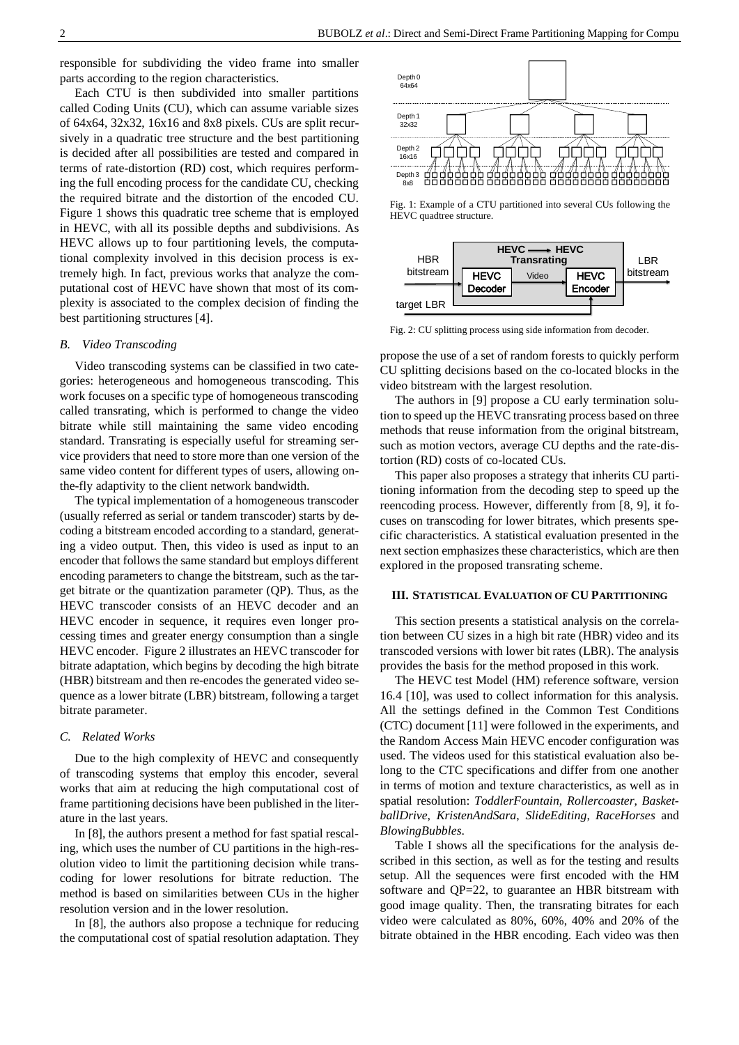responsible for subdividing the video frame into smaller parts according to the region characteristics.

Each CTU is then subdivided into smaller partitions called Coding Units (CU), which can assume variable sizes of 64x64, 32x32, 16x16 and 8x8 pixels. CUs are split recursively in a quadratic tree structure and the best partitioning is decided after all possibilities are tested and compared in terms of rate-distortion (RD) cost, which requires performing the full encoding process for the candidate CU, checking the required bitrate and the distortion of the encoded CU. Figure 1 shows this quadratic tree scheme that is employed in HEVC, with all its possible depths and subdivisions. As HEVC allows up to four partitioning levels, the computational complexity involved in this decision process is extremely high. In fact, previous works that analyze the computational cost of HEVC have shown that most of its complexity is associated to the complex decision of finding the best partitioning structures [4].

### B. Video Transcoding

Video transcoding systems can be classified in two categories: heterogeneous and homogeneous transcoding. This work focuses on a specific type of homogeneous transcoding called transrating, which is performed to change the video bitrate while still maintaining the same video encoding standard. Transrating is especially useful for streaming service providers that need to store more than one version of the same video content for different types of users, allowing on-the-fly adaptivity to the client network bandwidth.

The typical implementation of a homogeneous transcoder (usually referred as serial or tandem transcoder) starts by decoding a bitstream encoded according to a standard, generating a video output. Then, this video is used as input to an encoder that follows the same standard but employs different encoding parameters to change the bitstream, such as the target bitrate or the quantization parameter (QP). Thus, as the HEVC transcoder consists of an HEVC decoder and an HEVC encoder in sequence, it requires even longer processing times and greater energy consumption than a single HEVC encoder. Figure 2 illustrates an HEVC transcoder for bitrate adaptation, which begins by decoding the high bitrate (HBR) bitstream and then re-encodes the generated video sequence as a lower bitrate (LBR) bitstream, following a target bitrate parameter.

### C. Related Works

Due to the high complexity of HEVC and consequently of transcoding systems that employ this encoder, several works that aim at reducing the high computational cost of frame partitioning decisions have been published in the literature in the last years.

In [8], the authors present a method for fast spatial rescaling, which uses the number of CU partitions in the high-resolution video to limit the partitioning decision while transcoding for lower resolutions for bitrate reduction. The method is based on similarities between CUs in the higher resolution version and in the lower resolution.

In [8], the authors also propose a technique for reducing the computational cost of spatial resolution adaptation. They propose the use of a set of random forests to quickly perform CU splitting decisions based on the co-located blocks in the video bitstream with the largest resolution.

Fig. 1: Example of a CTU partitioned into several CUs following the HEVC quadtree structure.

Fig. 2: CU splitting process using side information from decoder.

The authors in [9] propose a CU early termination solution to speed up the HEVC transrating process based on three methods that reuse information from the original bitstream, such as motion vectors, average CU depths and the rate-distortion (RD) costs of co-located CUs.

This paper also proposes a strategy that inherits CU partitioning information from the decoding step to speed up the reencoding process. However, differently from [8, 9], it focuses on transcoding for lower bitrates, which presents specific characteristics. A statistical evaluation presented in the next section emphasizes these characteristics, which are then explored in the proposed transrating scheme.

## III. Statistical Evaluation of CU Partitioning

This section presents a statistical analysis on the correlation between CU sizes in a high bit rate (HBR) video and its transcoded versions with lower bit rates (LBR). The analysis provides the basis for the method proposed in this work.

The HEVC test Model (HM) reference software, version 16.4 [10], was used to collect information for this analysis. All the settings defined in the Common Test Conditions (CTC) document [11] were followed in the experiments, and the Random Access Main HEVC encoder configuration was used. The videos used for this statistical evaluation also belong to the CTC specifications and differ from one another in terms of motion and texture characteristics, as well as in spatial resolution: *ToddlerFountain*, *Rollercoaster*, *BasketballDrive*, *KristenAndSara*, *SlideEditing*, *RaceHorses* and *BlowingBubbles*.

Table I shows all the specifications for the analysis described in this section, as well as for the testing and results setup. All the sequences were first encoded with the HM software and QP=22, to guarantee an HBR bitstream with good image quality. Then, the transrating bitrates for each video were calculated as 80%, 60%, 40% and 20% of the bitrate obtained in the HBR encoding. Each video was then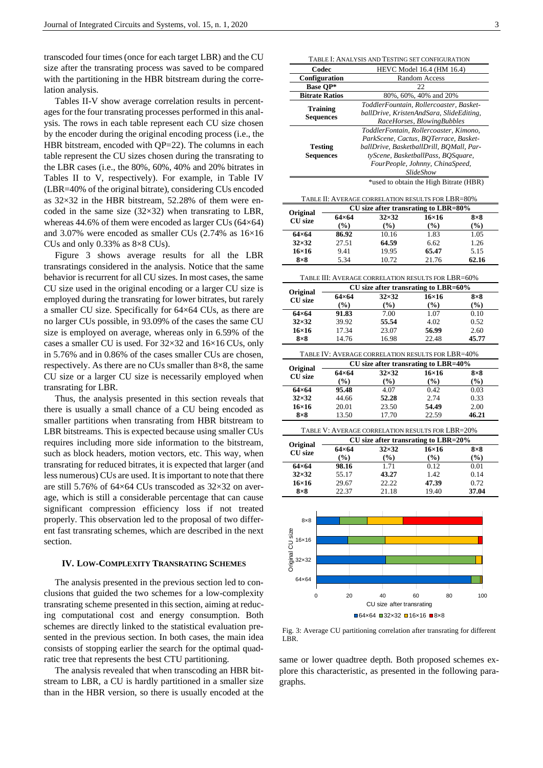transcoded four times (once for each target LBR) and the CU size after the transrating process was saved to be compared with the partitioning in the HBR bitstream during the correlation analysis.

Tables II-V show average correlation results in percentages for the four transrating processes performed in this analysis. The rows in each table represent each CU size chosen by the encoder during the original encoding process (i.e., the HBR bitstream, encoded with QP=22). The columns in each table represent the CU sizes chosen during the transrating to the LBR cases (i.e., the 80%, 60%, 40% and 20% bitrates in Tables II to V, respectively). For example, in Table IV (LBR=40% of the original bitrate), considering CUs encoded as 32×32 in the HBR bitstream, 52.28% of them were encoded in the same size (32×32) when transrating to LBR, whereas 44.6% of them were encoded as larger CUs (64×64) and 3.07% were encoded as smaller CUs (2.74% as 16×16 CUs and only 0.33% as 8×8 CUs).

Figure 3 shows average results for all the LBR transratings considered in the analysis. Notice that the same behavior is recurrent for all CU sizes. In most cases, the same CU size used in the original encoding or a larger CU size is employed during the transrating for lower bitrates, but rarely a smaller CU size. Specifically for 64×64 CUs, as there are no larger CUs possible, in 93.09% of the cases the same CU size is employed on average, whereas only in 6.59% of the cases a smaller CU is used. For 32×32 and 16×16 CUs, only in 5.76% and in 0.86% of the cases smaller CUs are chosen, respectively. As there are no CUs smaller than 8×8, the same CU size or a larger CU size is necessarily employed when transrating for LBR.

Thus, the analysis presented in this section reveals that there is usually a small chance of a CU being encoded as smaller partitions when transrating from HBR bitstream to LBR bitstreams. This is expected because using smaller CUs requires including more side information to the bitstream, such as block headers, motion vectors, etc. This way, when transrating for reduced bitrates, it is expected that larger (and less numerous) CUs are used. It is important to note that there are still 5.76% of 64×64 CUs transcoded as 32×32 on average, which is still a considerable percentage that can cause significant compression efficiency loss if not treated properly. This observation led to the proposal of two different fast transrating schemes, which are described in the next section.

## IV. Low-Complexity Transrating Schemes

The analysis presented in the previous section led to conclusions that guided the two schemes for a low-complexity transrating scheme presented in this section, aiming at reducing computational cost and energy consumption. Both schemes are directly linked to the statistical evaluation presented in the previous section. In both cases, the main idea consists of stopping earlier the search for the optimal quadratic tree that represents the best CTU partitioning.

The analysis revealed that when transcoding an HBR bitstream to LBR, a CU is hardly partitioned in a smaller size than in the HBR version, so there is usually encoded at the same or lower quadtree depth. Both proposed schemes explore this characteristic, as presented in the following paragraphs.

TABLE I: Analysis and Testing Set Configuration

| | |
|---|---|
| **Codec** | HEVC Model 16.4 (HM 16.4) |
| **Configuration** | Random Access |
| **Base QP*** | 22 |
| **Bitrate Ratios** | 80%, 60%, 40% and 20% |
| **Training Sequences** | *ToddlerFountain, Rollercoaster, BasketballDrive, KristenAndSara, SlideEditing, RaceHorses, BlowingBubbles* |
| **Testing Sequences** | *ToddlerFontain, Rollercoaster, Kimono, ParkScene, Cactus, BQTerrace, BasketballDrive, BasketballDrill, BQMall, PartyScene, BasketballPass, BQSquare, FourPeople, Johnny, ChinaSpeed, SlideShow* |

*used to obtain the High Bitrate (HBR)

TABLE II: Average Correlation Results for LBR=80%

| Original CU size | CU size after transrating to LBR=80% | | | |
|---|---|---|---|---|
| | 64×64 (%) | 32×32 (%) | 16×16 (%) | 8×8 (%) |
| **64×64** | **86.92** | 10.16 | 1.83 | 1.05 |
| **32×32** | 27.51 | **64.59** | 6.62 | 1.26 |
| **16×16** | 9.41 | 19.95 | **65.47** | 5.15 |
| **8×8** | 5.34 | 10.72 | 21.76 | **62.16** |

TABLE III: Average Correlation Results for LBR=60%

| Original CU size | CU size after transrating to LBR=60% | | | |
|---|---|---|---|---|
| | 64×64 (%) | 32×32 (%) | 16×16 (%) | 8×8 (%) |
| **64×64** | **91.83** | 7.00 | 1.07 | 0.10 |
| **32×32** | 39.92 | **55.54** | 4.02 | 0.52 |
| **16×16** | 17.34 | 23.07 | **56.99** | 2.60 |
| **8×8** | 14.76 | 16.98 | 22.48 | **45.77** |

TABLE IV: Average Correlation Results for LBR=40%

| Original CU size | CU size after transrating to LBR=40% | | | |
|---|---|---|---|---|
| | 64×64 (%) | 32×32 (%) | 16×16 (%) | 8×8 (%) |
| **64×64** | **95.48** | 4.07 | 0.42 | 0.03 |
| **32×32** | 44.66 | **52.28** | 2.74 | 0.33 |
| **16×16** | 20.01 | 23.50 | **54.49** | 2.00 |
| **8×8** | 13.50 | 17.70 | 22.59 | **46.21** |

TABLE V: Average Correlation Results for LBR=20%

| Original CU size | CU size after transrating to LBR=20% | | | |
|---|---|---|---|---|
| | 64×64 (%) | 32×32 (%) | 16×16 (%) | 8×8 (%) |
| **64×64** | **98.16** | 1.71 | 0.12 | 0.01 |
| **32×32** | 55.17 | **43.27** | 1.42 | 0.14 |
| **16×16** | 29.67 | 22.22 | **47.39** | 0.72 |
| **8×8** | 22.37 | 21.18 | 19.40 | **37.04** |

Fig. 3: Average CU partitioning correlation after transrating for different LBR.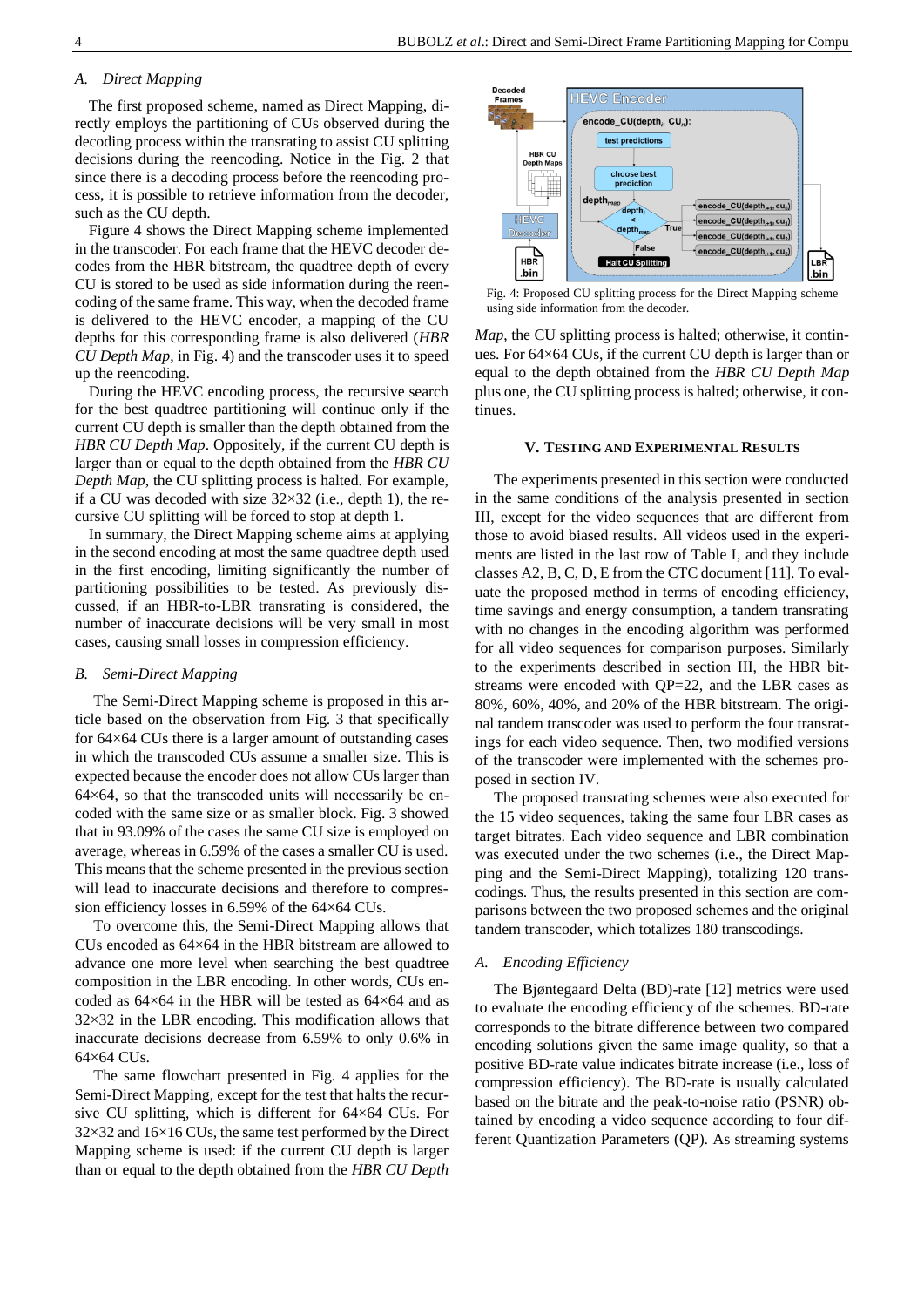### A. Direct Mapping

The first proposed scheme, named as Direct Mapping, directly employs the partitioning of CUs observed during the decoding process within the transrating to assist CU splitting decisions during the reencoding. Notice in the Fig. 2 that since there is a decoding process before the reencoding process, it is possible to retrieve information from the decoder, such as the CU depth.

Figure 4 shows the Direct Mapping scheme implemented in the transcoder. For each frame that the HEVC decoder decodes from the HBR bitstream, the quadtree depth of every CU is stored to be used as side information during the reencoding of the same frame. This way, when the decoded frame is delivered to the HEVC encoder, a mapping of the CU depths for this corresponding frame is also delivered (*HBR CU Depth Map*, in Fig. 4) and the transcoder uses it to speed up the reencoding.

During the HEVC encoding process, the recursive search for the best quadtree partitioning will continue only if the current CU depth is smaller than the depth obtained from the *HBR CU Depth Map*. Oppositely, if the current CU depth is larger than or equal to the depth obtained from the *HBR CU Depth Map*, the CU splitting process is halted. For example, if a CU was decoded with size 32×32 (i.e., depth 1), the recursive CU splitting will be forced to stop at depth 1.

In summary, the Direct Mapping scheme aims at applying in the second encoding at most the same quadtree depth used in the first encoding, limiting significantly the number of partitioning possibilities to be tested. As previously discussed, if an HBR-to-LBR transrating is considered, the number of inaccurate decisions will be very small in most cases, causing small losses in compression efficiency.

### B. Semi-Direct Mapping

The Semi-Direct Mapping scheme is proposed in this article based on the observation from Fig. 3 that specifically for 64×64 CUs there is a larger amount of outstanding cases in which the transcoded CUs assume a smaller size. This is expected because the encoder does not allow CUs larger than 64×64, so that the transcoded units will necessarily be encoded with the same size or as smaller block. Fig. 3 showed that in 93.09% of the cases the same CU size is employed on average, whereas in 6.59% of the cases a smaller CU is used. This means that the scheme presented in the previous section will lead to inaccurate decisions and therefore to compression efficiency losses in 6.59% of the 64×64 CUs.

To overcome this, the Semi-Direct Mapping allows that CUs encoded as 64×64 in the HBR bitstream are allowed to advance one more level when searching the best quadtree composition in the LBR encoding. In other words, CUs encoded as 64×64 in the HBR will be tested as 64×64 and as 32×32 in the LBR encoding. This modification allows that inaccurate decisions decrease from 6.59% to only 0.6% in 64×64 CUs.

The same flowchart presented in Fig. 4 applies for the Semi-Direct Mapping, except for the test that halts the recursive CU splitting, which is different for 64×64 CUs. For 32×32 and 16×16 CUs, the same test performed by the Direct Mapping scheme is used: if the current CU depth is larger than or equal to the depth obtained from the *HBR CU Depth Map*, the CU splitting process is halted; otherwise, it continues. For 64×64 CUs, if the current CU depth is larger than or equal to the depth obtained from the *HBR CU Depth Map* plus one, the CU splitting process is halted; otherwise, it continues.

Fig. 4: Proposed CU splitting process for the Direct Mapping scheme using side information from the decoder.

## V. Testing and Experimental Results

The experiments presented in this section were conducted in the same conditions of the analysis presented in section III, except for the video sequences that are different from those to avoid biased results. All videos used in the experiments are listed in the last row of Table I, and they include classes A2, B, C, D, E from the CTC document [11]. To evaluate the proposed method in terms of encoding efficiency, time savings and energy consumption, a tandem transrating with no changes in the encoding algorithm was performed for all video sequences for comparison purposes. Similarly to the experiments described in section III, the HBR bitstreams were encoded with QP=22, and the LBR cases as 80%, 60%, 40%, and 20% of the HBR bitstream. The original tandem transcoder was used to perform the four transratings for each video sequence. Then, two modified versions of the transcoder were implemented with the schemes proposed in section IV.

The proposed transrating schemes were also executed for the 15 video sequences, taking the same four LBR cases as target bitrates. Each video sequence and LBR combination was executed under the two schemes (i.e., the Direct Mapping and the Semi-Direct Mapping), totalizing 120 transcodings. Thus, the results presented in this section are comparisons between the two proposed schemes and the original tandem transcoder, which totalizes 180 transcodings.

### A. Encoding Efficiency

The Bjøntegaard Delta (BD)-rate [12] metrics were used to evaluate the encoding efficiency of the schemes. BD-rate corresponds to the bitrate difference between two compared encoding solutions given the same image quality, so that a positive BD-rate value indicates bitrate increase (i.e., loss of compression efficiency). The BD-rate is usually calculated based on the bitrate and the peak-to-noise ratio (PSNR) obtained by encoding a video sequence according to four different Quantization Parameters (QP). As streaming systems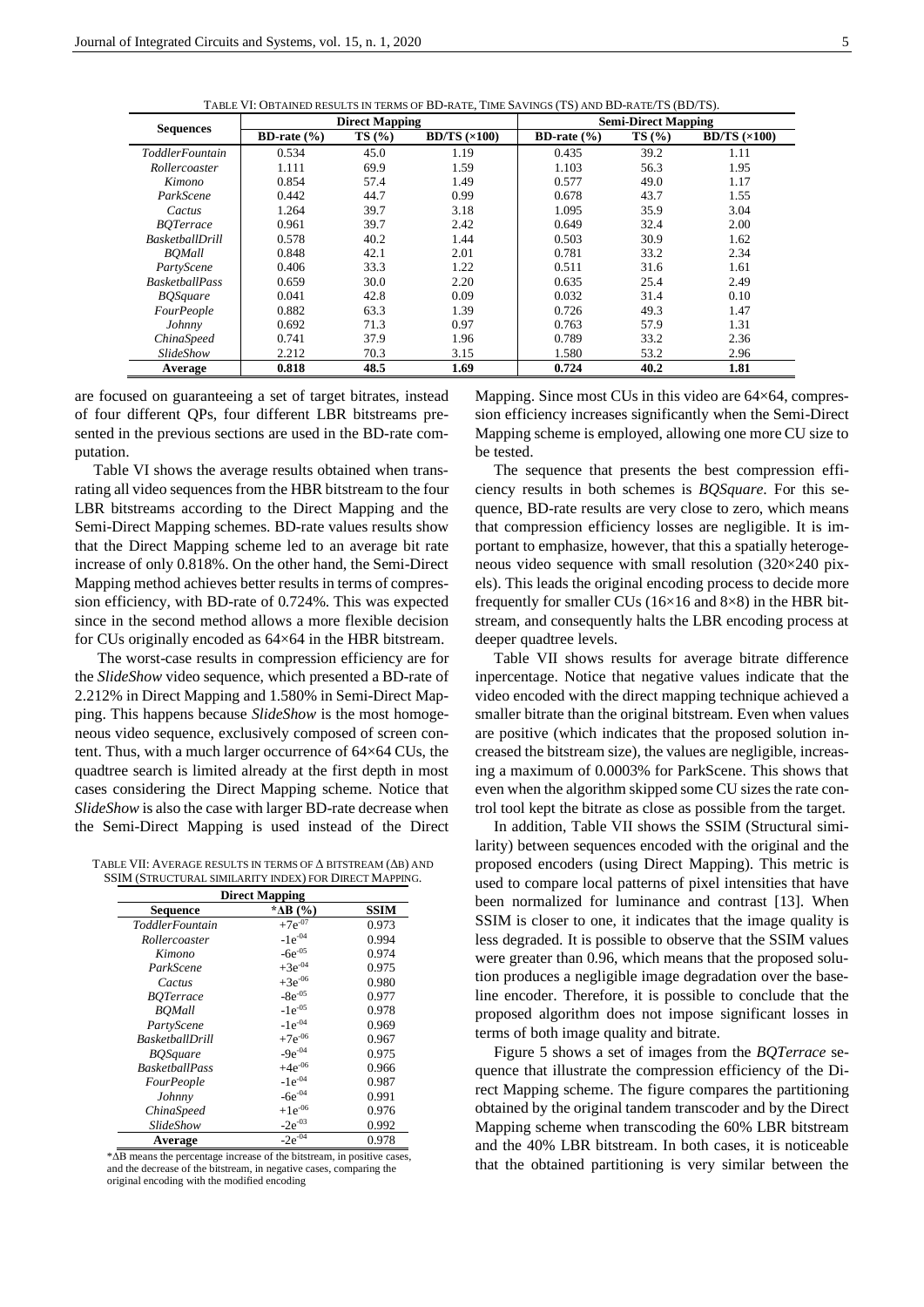TABLE VI: OBTAINED RESULTS IN TERMS OF BD-RATE, TIME SAVINGS (TS) AND BD-RATE/TS (BD/TS).

| Sequences | Direct Mapping | | | Semi-Direct Mapping | | |
|---|---|---|---|---|---|---|
| | BD-rate (%) | TS (%) | BD/TS (×100) | BD-rate (%) | TS (%) | BD/TS (×100) |
| *ToddlerFountain* | 0.534 | 45.0 | 1.19 | 0.435 | 39.2 | 1.11 |
| *Rollercoaster* | 1.111 | 69.9 | 1.59 | 1.103 | 56.3 | 1.95 |
| *Kimono* | 0.854 | 57.4 | 1.49 | 0.577 | 49.0 | 1.17 |
| *ParkScene* | 0.442 | 44.7 | 0.99 | 0.678 | 43.7 | 1.55 |
| *Cactus* | 1.264 | 39.7 | 3.18 | 1.095 | 35.9 | 3.04 |
| *BQTerrace* | 0.961 | 39.7 | 2.42 | 0.649 | 32.4 | 2.00 |
| *BasketballDrill* | 0.578 | 40.2 | 1.44 | 0.503 | 30.9 | 1.62 |
| *BQMall* | 0.848 | 42.1 | 2.01 | 0.781 | 33.2 | 2.34 |
| *PartyScene* | 0.406 | 33.3 | 1.22 | 0.511 | 31.6 | 1.61 |
| *BasketballPass* | 0.659 | 30.0 | 2.20 | 0.635 | 25.4 | 2.49 |
| *BQSquare* | 0.041 | 42.8 | 0.09 | 0.032 | 31.4 | 0.10 |
| *FourPeople* | 0.882 | 63.3 | 1.39 | 0.726 | 49.3 | 1.47 |
| *Johnny* | 0.692 | 71.3 | 0.97 | 0.763 | 57.9 | 1.31 |
| *ChinaSpeed* | 0.741 | 37.9 | 1.96 | 0.789 | 33.2 | 2.36 |
| *SlideShow* | 2.212 | 70.3 | 3.15 | 1.580 | 53.2 | 2.96 |
| **Average** | **0.818** | **48.5** | **1.69** | **0.724** | **40.2** | **1.81** |

are focused on guaranteeing a set of target bitrates, instead of four different QPs, four different LBR bitstreams presented in the previous sections are used in the BD-rate computation.

Table VI shows the average results obtained when transrating all video sequences from the HBR bitstream to the four LBR bitstreams according to the Direct Mapping and the Semi-Direct Mapping schemes. BD-rate values results show that the Direct Mapping scheme led to an average bit rate increase of only 0.818%. On the other hand, the Semi-Direct Mapping method achieves better results in terms of compression efficiency, with BD-rate of 0.724%. This was expected since in the second method allows a more flexible decision for CUs originally encoded as 64×64 in the HBR bitstream.

The worst-case results in compression efficiency are for the *SlideShow* video sequence, which presented a BD-rate of 2.212% in Direct Mapping and 1.580% in Semi-Direct Mapping. This happens because *SlideShow* is the most homogeneous video sequence, exclusively composed of screen content. Thus, with a much larger occurrence of 64×64 CUs, the quadtree search is limited already at the first depth in most cases considering the Direct Mapping scheme. Notice that *SlideShow* is also the case with larger BD-rate decrease when the Semi-Direct Mapping is used instead of the Direct Mapping. Since most CUs in this video are 64×64, compression efficiency increases significantly when the Semi-Direct Mapping scheme is employed, allowing one more CU size to be tested.

The sequence that presents the best compression efficiency results in both schemes is *BQSquare*. For this sequence, BD-rate results are very close to zero, which means that compression efficiency losses are negligible. It is important to emphasize, however, that this a spatially heterogeneous video sequence with small resolution (320×240 pixels). This leads the original encoding process to decide more frequently for smaller CUs (16×16 and 8×8) in the HBR bitstream, and consequently halts the LBR encoding process at deeper quadtree levels.

TABLE VII: AVERAGE RESULTS IN TERMS OF Δ BITSTREAM (ΔB) AND SSIM (STRUCTURAL SIMILARITY INDEX) FOR DIRECT MAPPING.

| Sequence | Direct Mapping *ΔB (%) | SSIM |
|---|---|---|
| *ToddlerFountain* | $+7e^{-07}$ | 0.973 |
| *Rollercoaster* | $-1e^{-04}$ | 0.994 |
| *Kimono* | $-6e^{-05}$ | 0.974 |
| *ParkScene* | $+3e^{-04}$ | 0.975 |
| *Cactus* | $+3e^{-06}$ | 0.980 |
| *BQTerrace* | $-8e^{-05}$ | 0.977 |
| *BQMall* | $-1e^{-05}$ | 0.978 |
| *PartyScene* | $-1e^{-04}$ | 0.969 |
| *BasketballDrill* | $+7e^{-06}$ | 0.967 |
| *BQSquare* | $-9e^{-04}$ | 0.975 |
| *BasketballPass* | $+4e^{-06}$ | 0.966 |
| *FourPeople* | $-1e^{-04}$ | 0.987 |
| *Johnny* | $-6e^{-04}$ | 0.991 |
| *ChinaSpeed* | $+1e^{-06}$ | 0.976 |
| *SlideShow* | $-2e^{-03}$ | 0.992 |
| **Average** | $-2e^{-04}$ | 0.978 |

*ΔB means the percentage increase of the bitstream, in positive cases, and the decrease of the bitstream, in negative cases, comparing the original encoding with the modified encoding

Table VII shows results for average bitrate difference inpercentage. Notice that negative values indicate that the video encoded with the direct mapping technique achieved a smaller bitrate than the original bitstream. Even when values are positive (which indicates that the proposed solution increased the bitstream size), the values are negligible, increasing a maximum of 0.0003% for ParkScene. This shows that even when the algorithm skipped some CU sizes the rate control tool kept the bitrate as close as possible from the target.

In addition, Table VII shows the SSIM (Structural similarity) between sequences encoded with the original and the proposed encoders (using Direct Mapping). This metric is used to compare local patterns of pixel intensities that have been normalized for luminance and contrast [13]. When SSIM is closer to one, it indicates that the image quality is less degraded. It is possible to observe that the SSIM values were greater than 0.96, which means that the proposed solution produces a negligible image degradation over the baseline encoder. Therefore, it is possible to conclude that the proposed algorithm does not impose significant losses in terms of both image quality and bitrate.

Figure 5 shows a set of images from the *BQTerrace* sequence that illustrate the compression efficiency of the Direct Mapping scheme. The figure compares the partitioning obtained by the original tandem transcoder and by the Direct Mapping scheme when transcoding the 60% LBR bitstream and the 40% LBR bitstream. In both cases, it is noticeable that the obtained partitioning is very similar between the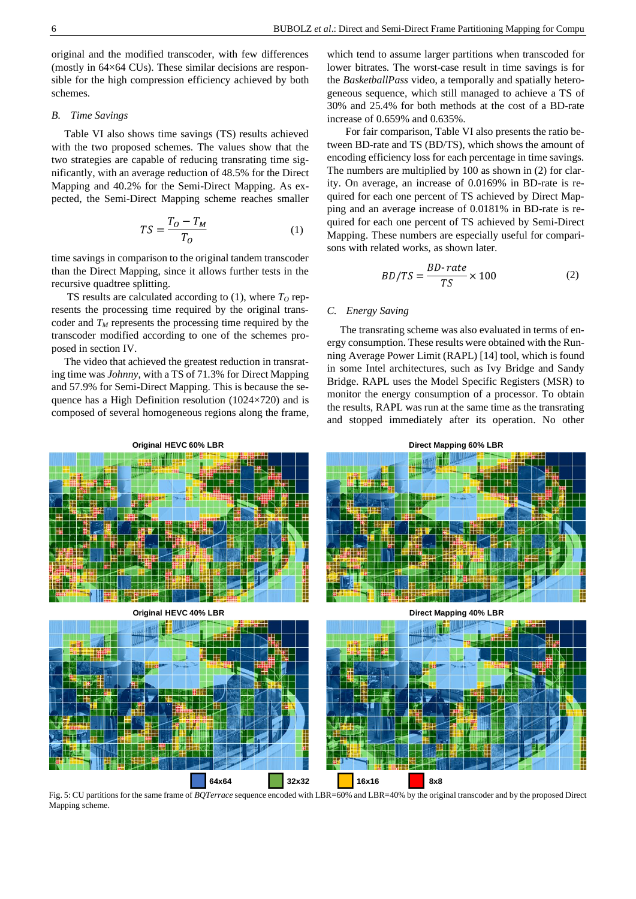original and the modified transcoder, with few differences (mostly in 64×64 CUs). These similar decisions are responsible for the high compression efficiency achieved by both schemes.

### B. Time Savings

Table VI also shows time savings (TS) results achieved with the two proposed schemes. The values show that the two strategies are capable of reducing transrating time significantly, with an average reduction of 48.5% for the Direct Mapping and 40.2% for the Semi-Direct Mapping. As expected, the Semi-Direct Mapping scheme reaches smaller time savings in comparison to the original tandem transcoder than the Direct Mapping, since it allows further tests in the recursive quadtree splitting.

$$TS = \frac{T_O - T_M}{T_O} \qquad (1)$$

TS results are calculated according to (1), where $T_O$ represents the processing time required by the original transcoder and $T_M$ represents the processing time required by the transcoder modified according to one of the schemes proposed in section IV.

The video that achieved the greatest reduction in transrating time was *Johnny*, with a TS of 71.3% for Direct Mapping and 57.9% for Semi-Direct Mapping. This is because the sequence has a High Definition resolution (1024×720) and is composed of several homogeneous regions along the frame, which tend to assume larger partitions when transcoded for lower bitrates. The worst-case result in time savings is for the *BasketballPass* video, a temporally and spatially heterogeneous sequence, which still managed to achieve a TS of 30% and 25.4% for both methods at the cost of a BD-rate increase of 0.659% and 0.635%.

For fair comparison, Table VI also presents the ratio between BD-rate and TS (BD/TS), which shows the amount of encoding efficiency loss for each percentage in time savings. The numbers are multiplied by 100 as shown in (2) for clarity. On average, an increase of 0.0169% in BD-rate is required for each one percent of TS achieved by Direct Mapping and an average increase of 0.0181% in BD-rate is required for each one percent of TS achieved by Semi-Direct Mapping. These numbers are especially useful for comparisons with related works, as shown later.

$$BD/TS = \frac{BD\text{-}rate}{TS} \times 100 \qquad (2)$$

### C. Energy Saving

The transrating scheme was also evaluated in terms of energy consumption. These results were obtained with the Running Average Power Limit (RAPL) [14] tool, which is found in some Intel architectures, such as Ivy Bridge and Sandy Bridge. RAPL uses the Model Specific Registers (MSR) to monitor the energy consumption of a processor. To obtain the results, RAPL was run at the same time as the transrating and stopped immediately after its operation. No other

Fig. 5: CU partitions for the same frame of *BQTerrace* sequence encoded with LBR=60% and LBR=40% by the original transcoder and by the proposed Direct Mapping scheme.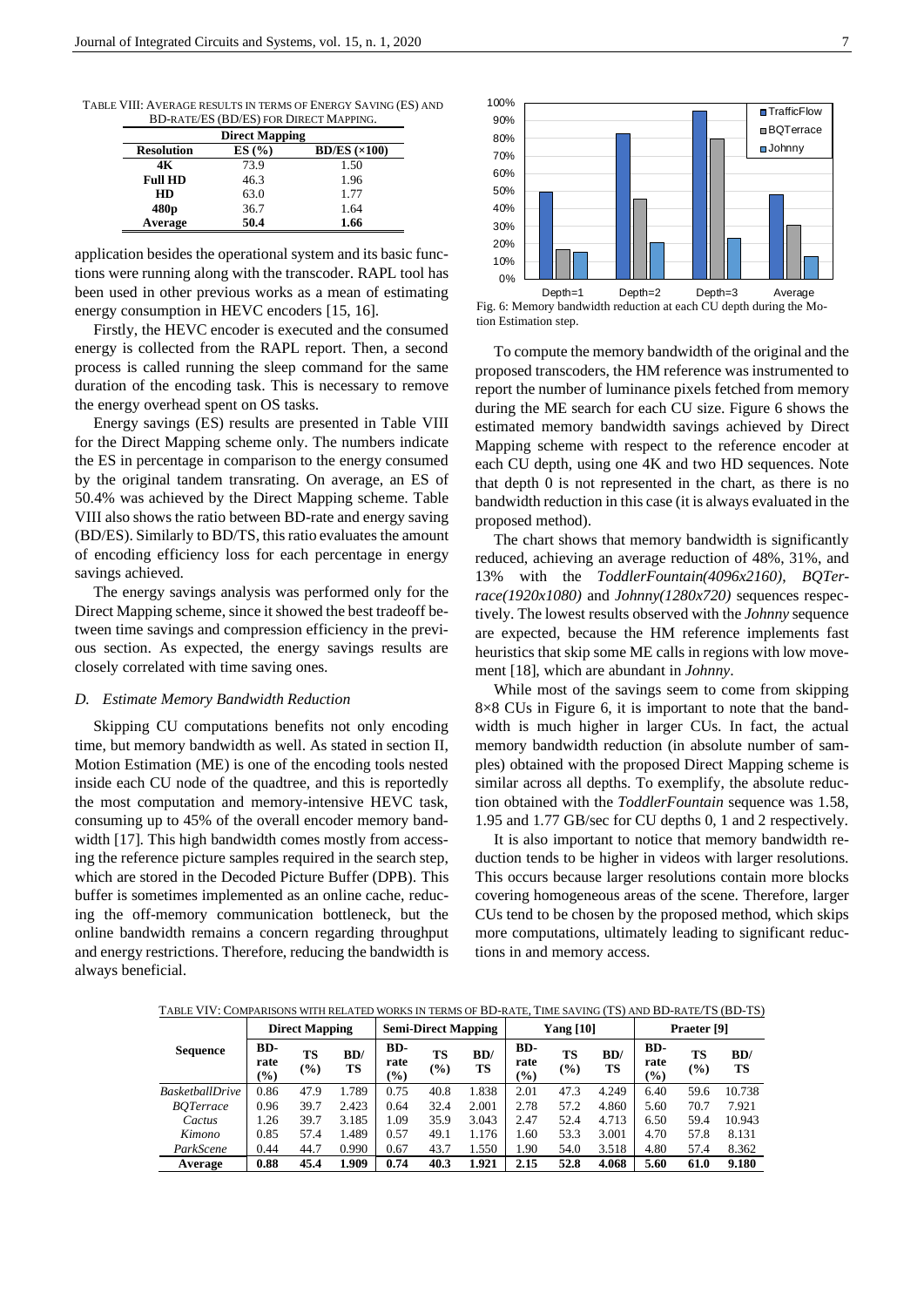TABLE VIII: AVERAGE RESULTS IN TERMS OF ENERGY SAVING (ES) AND BD-RATE/ES (BD/ES) FOR DIRECT MAPPING.

| Direct Mapping | | |
|---|---|---|
| **Resolution** | **ES (%)** | **BD/ES (×100)** |
| **4K** | 73.9 | 1.50 |
| **Full HD** | 46.3 | 1.96 |
| **HD** | 63.0 | 1.77 |
| **480p** | 36.7 | 1.64 |
| **Average** | **50.4** | **1.66** |

application besides the operational system and its basic functions were running along with the transcoder. RAPL tool has been used in other previous works as a mean of estimating energy consumption in HEVC encoders [15, 16].

Firstly, the HEVC encoder is executed and the consumed energy is collected from the RAPL report. Then, a second process is called running the sleep command for the same duration of the encoding task. This is necessary to remove the energy overhead spent on OS tasks.

Energy savings (ES) results are presented in Table VIII for the Direct Mapping scheme only. The numbers indicate the ES in percentage in comparison to the energy consumed by the original tandem transrating. On average, an ES of 50.4% was achieved by the Direct Mapping scheme. Table VIII also shows the ratio between BD-rate and energy saving (BD/ES). Similarly to BD/TS, this ratio evaluates the amount of encoding efficiency loss for each percentage in energy savings achieved.

The energy savings analysis was performed only for the Direct Mapping scheme, since it showed the best tradeoff between time savings and compression efficiency in the previous section. As expected, the energy savings results are closely correlated with time saving ones.

### D. Estimate Memory Bandwidth Reduction

Skipping CU computations benefits not only encoding time, but memory bandwidth as well. As stated in section II, Motion Estimation (ME) is one of the encoding tools nested inside each CU node of the quadtree, and this is reportedly the most computation and memory-intensive HEVC task, consuming up to 45% of the overall encoder memory bandwidth [17]. This high bandwidth comes mostly from accessing the reference picture samples required in the search step, which are stored in the Decoded Picture Buffer (DPB). This buffer is sometimes implemented as an online cache, reducing the off-memory communication bottleneck, but the online bandwidth remains a concern regarding throughput and energy restrictions. Therefore, reducing the bandwidth is always beneficial.

Fig. 6: Memory bandwidth reduction at each CU depth during the Motion Estimation step.

To compute the memory bandwidth of the original and the proposed transcoders, the HM reference was instrumented to report the number of luminance pixels fetched from memory during the ME search for each CU size. Figure 6 shows the estimated memory bandwidth savings achieved by Direct Mapping scheme with respect to the reference encoder at each CU depth, using one 4K and two HD sequences. Note that depth 0 is not represented in the chart, as there is no bandwidth reduction in this case (it is always evaluated in the proposed method).

The chart shows that memory bandwidth is significantly reduced, achieving an average reduction of 48%, 31%, and 13% with the *ToddlerFountain(4096x2160)*, *BQTerrace(1920x1080)* and *Johnny(1280x720)* sequences respectively. The lowest results observed with the *Johnny* sequence are expected, because the HM reference implements fast heuristics that skip some ME calls in regions with low movement [18], which are abundant in *Johnny*.

While most of the savings seem to come from skipping 8×8 CUs in Figure 6, it is important to note that the bandwidth is much higher in larger CUs. In fact, the actual memory bandwidth reduction (in absolute number of samples) obtained with the proposed Direct Mapping scheme is similar across all depths. To exemplify, the absolute reduction obtained with the *ToddlerFountain* sequence was 1.58, 1.95 and 1.77 GB/sec for CU depths 0, 1 and 2 respectively.

It is also important to notice that memory bandwidth reduction tends to be higher in videos with larger resolutions. This occurs because larger resolutions contain more blocks covering homogeneous areas of the scene. Therefore, larger CUs tend to be chosen by the proposed method, which skips more computations, ultimately leading to significant reductions in and memory access.

TABLE VIV: COMPARISONS WITH RELATED WORKS IN TERMS OF BD-RATE, TIME SAVING (TS) AND BD-RATE/TS (BD-TS)

| Sequence | Direct Mapping | | | Semi-Direct Mapping | | | Yang [10] | | | Praeter [9] | | |
|---|---|---|---|---|---|---|---|---|---|---|---|---|
| | **BD-rate (%)** | **TS (%)** | **BD/TS** | **BD-rate (%)** | **TS (%)** | **BD/TS** | **BD-rate (%)** | **TS (%)** | **BD/TS** | **BD-rate (%)** | **TS (%)** | **BD/TS** |
| *BasketballDrive* | 0.86 | 47.9 | 1.789 | 0.75 | 40.8 | 1.838 | 2.01 | 47.3 | 4.249 | 6.40 | 59.6 | 10.738 |
| *BQTerrace* | 0.96 | 39.7 | 2.423 | 0.64 | 32.4 | 2.001 | 2.78 | 57.2 | 4.860 | 5.60 | 70.7 | 7.921 |
| *Cactus* | 1.26 | 39.7 | 3.185 | 1.09 | 35.9 | 3.043 | 2.47 | 52.4 | 4.713 | 6.50 | 59.4 | 10.943 |
| *Kimono* | 0.85 | 57.4 | 1.489 | 0.57 | 49.1 | 1.176 | 1.60 | 53.3 | 3.001 | 4.70 | 57.8 | 8.131 |
| *ParkScene* | 0.44 | 44.7 | 0.990 | 0.67 | 43.7 | 1.550 | 1.90 | 54.0 | 3.518 | 4.80 | 57.4 | 8.362 |
| **Average** | **0.88** | **45.4** | **1.909** | **0.74** | **40.3** | **1.921** | **2.15** | **52.8** | **4.068** | **5.60** | **61.0** | **9.180** |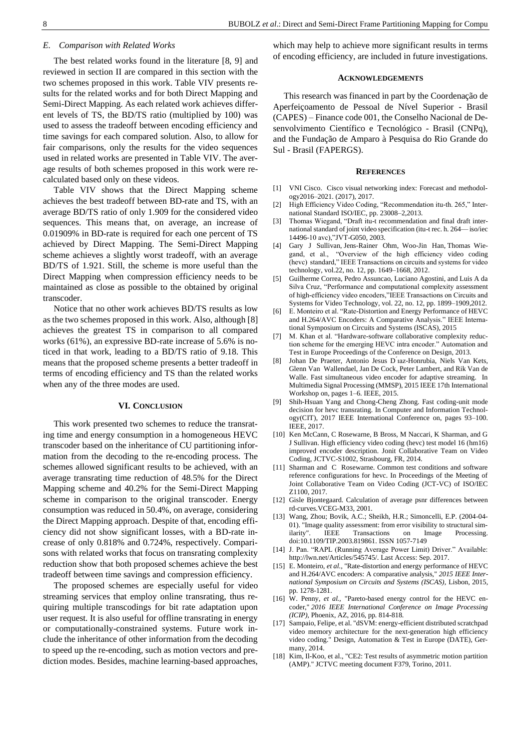### E. Comparison with Related Works

The best related works found in the literature [8, 9] and reviewed in section II are compared in this section with the two schemes proposed in this work. Table VIV presents results for the related works and for both Direct Mapping and Semi-Direct Mapping. As each related work achieves different levels of TS, the BD/TS ratio (multiplied by 100) was used to assess the tradeoff between encoding efficiency and time savings for each compared solution. Also, to allow for fair comparisons, only the results for the video sequences used in related works are presented in Table VIV. The average results of both schemes proposed in this work were recalculated based only on these videos.

Table VIV shows that the Direct Mapping scheme achieves the best tradeoff between BD-rate and TS, with an average BD/TS ratio of only 1.909 for the considered video sequences. This means that, on average, an increase of 0.01909% in BD-rate is required for each one percent of TS achieved by Direct Mapping. The Semi-Direct Mapping scheme achieves a slightly worst tradeoff, with an average BD/TS of 1.921. Still, the scheme is more useful than the Direct Mapping when compression efficiency needs to be maintained as close as possible to the obtained by original transcoder.

Notice that no other work achieves BD/TS results as low as the two schemes proposed in this work. Also, although [8] achieves the greatest TS in comparison to all compared works (61%), an expressive BD-rate increase of 5.6% is noticed in that work, leading to a BD/TS ratio of 9.18. This means that the proposed scheme presents a better tradeoff in terms of encoding efficiency and TS than the related works when any of the three modes are used.

## VI. Conclusion

This work presented two schemes to reduce the transrating time and energy consumption in a homogeneous HEVC transcoder based on the inheritance of CU partitioning information from the decoding to the re-encoding process. The schemes allowed significant results to be achieved, with an average transrating time reduction of 48.5% for the Direct Mapping scheme and 40.2% for the Semi-Direct Mapping scheme in comparison to the original transcoder. Energy consumption was reduced in 50.4%, on average, considering the Direct Mapping approach. Despite of that, encoding efficiency did not show significant losses, with a BD-rate increase of only 0.818% and 0.724%, respectively. Comparisons with related works that focus on transrating complexity reduction show that both proposed schemes achieve the best tradeoff between time savings and compression efficiency.

The proposed schemes are especially useful for video streaming services that employ online transrating, thus requiring multiple transcodings for bit rate adaptation upon user request. It is also useful for offline transrating in energy or computationally-constrained systems. Future work include the inheritance of other information from the decoding to speed up the re-encoding, such as motion vectors and prediction modes. Besides, machine learning-based approaches, which may help to achieve more significant results in terms of encoding efficiency, are included in future investigations.

## Acknowledgements

This research was financed in part by the Coordenação de Aperfeiçoamento de Pessoal de Nível Superior - Brasil (CAPES) – Finance code 001, the Conselho Nacional de Desenvolvimento Científico e Tecnológico - Brasil (CNPq), and the Fundação de Amparo à Pesquisa do Rio Grande do Sul - Brasil (FAPERGS).

## References

[1] VNI Cisco. Cisco visual networking index: Forecast and methodology2016–2021. (2017), 2017.

[2] High Efficiency Video Coding, "Recommendation itu-th. 265," International Standard ISO/IEC, pp. 23008–2,2013.

[3] Thomas Wiegand, "Draft itu-t recommendation and final draft international standard of joint video specification (itu-t rec. h. 264— iso/iec 14496-10 avc),"JVT-G050, 2003.

[4] Gary J Sullivan, Jens-Rainer Ohm, Woo-Jin Han, Thomas Wiegand, et al., "Overview of the high efficiency video coding (hevc) standard," IEEE Transactions on circuits and systems for video technology, vol.22, no. 12, pp. 1649–1668, 2012.

[5] Guilherme Correa, Pedro Assuncao, Luciano Agostini, and Luis A da Silva Cruz, "Performance and computational complexity assessment of high-efficiency video encoders,"IEEE Transactions on Circuits and Systems for Video Technology, vol. 22, no. 12, pp. 1899–1909,2012.

[6] E. Monteiro et al. "Rate-Distortion and Energy Performance of HEVC and H.264/AVC Encoders: A Comparative Analysis." IEEE International Symposium on Circuits and Systems (ISCAS), 2015

[7] M. Khan et al. "Hardware-software collaborative complexity reduction scheme for the emerging HEVC intra encoder." Automation and Test in Europe Proceedings of the Conference on Design, 2013.

[8] Johan De Praeter, Antonio Jesus D ́ıaz-Honrubia, Niels Van Kets, Glenn Van Wallendael, Jan De Cock, Peter Lambert, and Rik Van de Walle. Fast simultaneous video encoder for adaptive streaming. In Multimedia Signal Processing (MMSP), 2015 IEEE 17th International Workshop on, pages 1–6. IEEE, 2015.

[9] Shih-Hsuan Yang and Chong-Cheng Zhong. Fast coding-unit mode decision for hevc transrating. In Computer and Information Technology(CIT), 2017 IEEE International Conference on, pages 93–100. IEEE, 2017.

[10] Ken McCann, C Rosewarne, B Bross, M Naccari, K Sharman, and G J Sullivan. High efficiency video coding (hevc) test model 16 (hm16) improved encoder description. Jonit Collaborative Team on Video Coding, JCTVC-S1002, Strasbourg, FR, 2014.

[11] Sharman and C Rosewarne. Common test conditions and software reference configurations for hevc. In Proceedings of the Meeting of Joint Collaborative Team on Video Coding (JCT-VC) of ISO/IEC Z1100, 2017.

[12] Gisle Bjontegaard. Calculation of average psnr differences between rd-curves.VCEG-M33, 2001.

[13] Wang, Zhou; Bovik, A.C.; Sheikh, H.R.; Simoncelli, E.P. (2004-04-01). "Image quality assessment: from error visibility to structural similarity". IEEE Transactions on Image Processing. doi:10.1109/TIP.2003.819861. ISSN 1057-7149

[14] J. Pan. "RAPL (Running Average Power Limit) Driver." Available: http://lwn.net/Articles/545745/. Last Access: Sep. 2017.

[15] E. Monteiro, *et al.*, "Rate-distortion and energy performance of HEVC and H.264/AVC encoders: A comparative analysis," *2015 IEEE International Symposium on Circuits and Systems (ISCAS)*, Lisbon, 2015, pp. 1278-1281.

[16] W. Penny, *et al.*, "Pareto-based energy control for the HEVC encoder," *2016 IEEE International Conference on Image Processing (ICIP)*, Phoenix, AZ, 2016, pp. 814-818.

[17] Sampaio, Felipe, et al. "dSVM: energy-efficient distributed scratchpad video memory architecture for the next-generation high efficiency video coding." Design, Automation & Test in Europe (DATE), Germany, 2014.

[18] Kim, Il-Koo, et al., "CE2: Test results of asymmetric motion partition (AMP)." JCTVC meeting document F379, Torino, 2011.